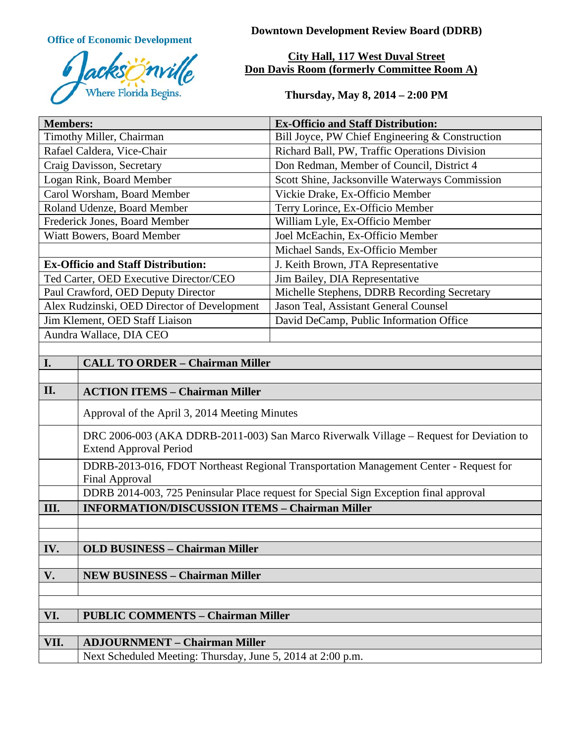**Office of Economic Development**

Jacksonville
Where Florida Begins.

**Downtown Development Review Board (DDRB)**

**City Hall, 117 West Duval Street**
**Don Davis Room (formerly Committee Room A)**

**Thursday, May 8, 2014 – 2:00 PM**

| **Members:** | **Ex-Officio and Staff Distribution:** |
|---|---|
| Timothy Miller, Chairman | Bill Joyce, PW Chief Engineering & Construction |
| Rafael Caldera, Vice-Chair | Richard Ball, PW, Traffic Operations Division |
| Craig Davisson, Secretary | Don Redman, Member of Council, District 4 |
| Logan Rink, Board Member | Scott Shine, Jacksonville Waterways Commission |
| Carol Worsham, Board Member | Vickie Drake, Ex-Officio Member |
| Roland Udenze, Board Member | Terry Lorince, Ex-Officio Member |
| Frederick Jones, Board Member | William Lyle, Ex-Officio Member |
| Wiatt Bowers, Board Member | Joel McEachin, Ex-Officio Member |
| | Michael Sands, Ex-Officio Member |
| **Ex-Officio and Staff Distribution:** | J. Keith Brown, JTA Representative |
| Ted Carter, OED Executive Director/CEO | Jim Bailey, DIA Representative |
| Paul Crawford, OED Deputy Director | Michelle Stephens, DDRB Recording Secretary |
| Alex Rudzinski, OED Director of Development | Jason Teal, Assistant General Counsel |
| Jim Klement, OED Staff Liaison | David DeCamp, Public Information Office |
| Aundra Wallace, DIA CEO | |

| | |
|---|---|
| **I.** | **CALL TO ORDER – Chairman Miller** |
| | |
| **II.** | **ACTION ITEMS – Chairman Miller** |
| | Approval of the April 3, 2014 Meeting Minutes |
| | DRC 2006-003 (AKA DDRB-2011-003) San Marco Riverwalk Village – Request for Deviation to Extend Approval Period |
| | DDRB-2013-016, FDOT Northeast Regional Transportation Management Center - Request for Final Approval |
| | DDRB 2014-003, 725 Peninsular Place request for Special Sign Exception final approval |
| **III.** | **INFORMATION/DISCUSSION ITEMS – Chairman Miller** |
| | |
| | |
| **IV.** | **OLD BUSINESS – Chairman Miller** |
| | |
| **V.** | **NEW BUSINESS – Chairman Miller** |
| | |
| | |
| **VI.** | **PUBLIC COMMENTS – Chairman Miller** |
| | |
| **VII.** | **ADJOURNMENT – Chairman Miller** |
| | Next Scheduled Meeting: Thursday, June 5, 2014 at 2:00 p.m. |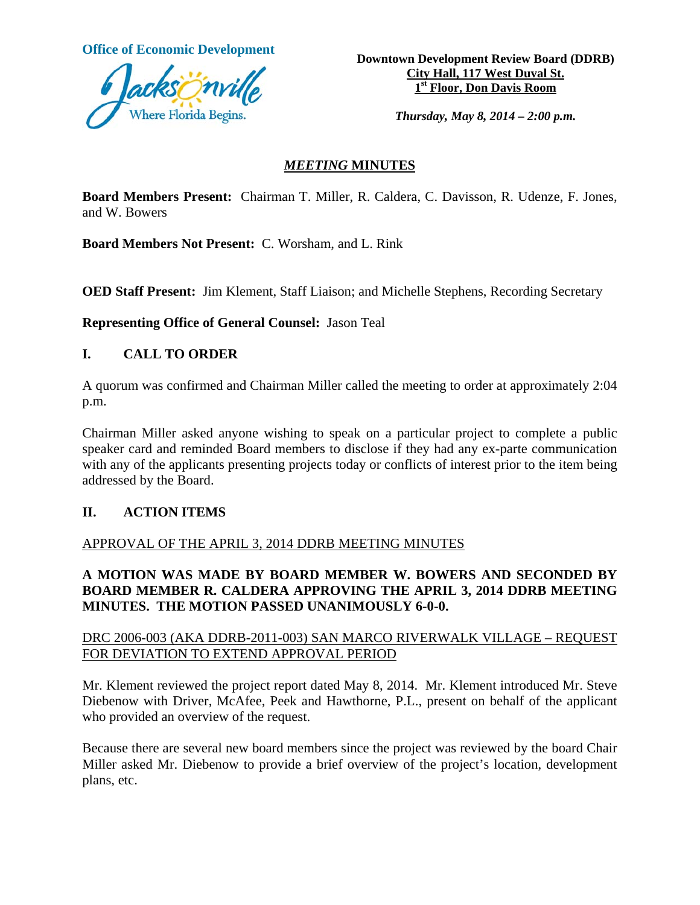**Office of Economic Development**

**Downtown Development Review Board (DDRB)**
**City Hall, 117 West Duval St.**
**1st Floor, Don Davis Room**

***Thursday, May 8, 2014 – 2:00 p.m.***

## *MEETING* MINUTES

**Board Members Present:** Chairman T. Miller, R. Caldera, C. Davisson, R. Udenze, F. Jones, and W. Bowers

**Board Members Not Present:** C. Worsham, and L. Rink

**OED Staff Present:** Jim Klement, Staff Liaison; and Michelle Stephens, Recording Secretary

**Representing Office of General Counsel:** Jason Teal

## I. CALL TO ORDER

A quorum was confirmed and Chairman Miller called the meeting to order at approximately 2:04 p.m.

Chairman Miller asked anyone wishing to speak on a particular project to complete a public speaker card and reminded Board members to disclose if they had any ex-parte communication with any of the applicants presenting projects today or conflicts of interest prior to the item being addressed by the Board.

## II. ACTION ITEMS

APPROVAL OF THE APRIL 3, 2014 DDRB MEETING MINUTES

**A MOTION WAS MADE BY BOARD MEMBER W. BOWERS AND SECONDED BY BOARD MEMBER R. CALDERA APPROVING THE APRIL 3, 2014 DDRB MEETING MINUTES. THE MOTION PASSED UNANIMOUSLY 6-0-0.**

DRC 2006-003 (AKA DDRB-2011-003) SAN MARCO RIVERWALK VILLAGE – REQUEST FOR DEVIATION TO EXTEND APPROVAL PERIOD

Mr. Klement reviewed the project report dated May 8, 2014. Mr. Klement introduced Mr. Steve Diebenow with Driver, McAfee, Peek and Hawthorne, P.L., present on behalf of the applicant who provided an overview of the request.

Because there are several new board members since the project was reviewed by the board Chair Miller asked Mr. Diebenow to provide a brief overview of the project's location, development plans, etc.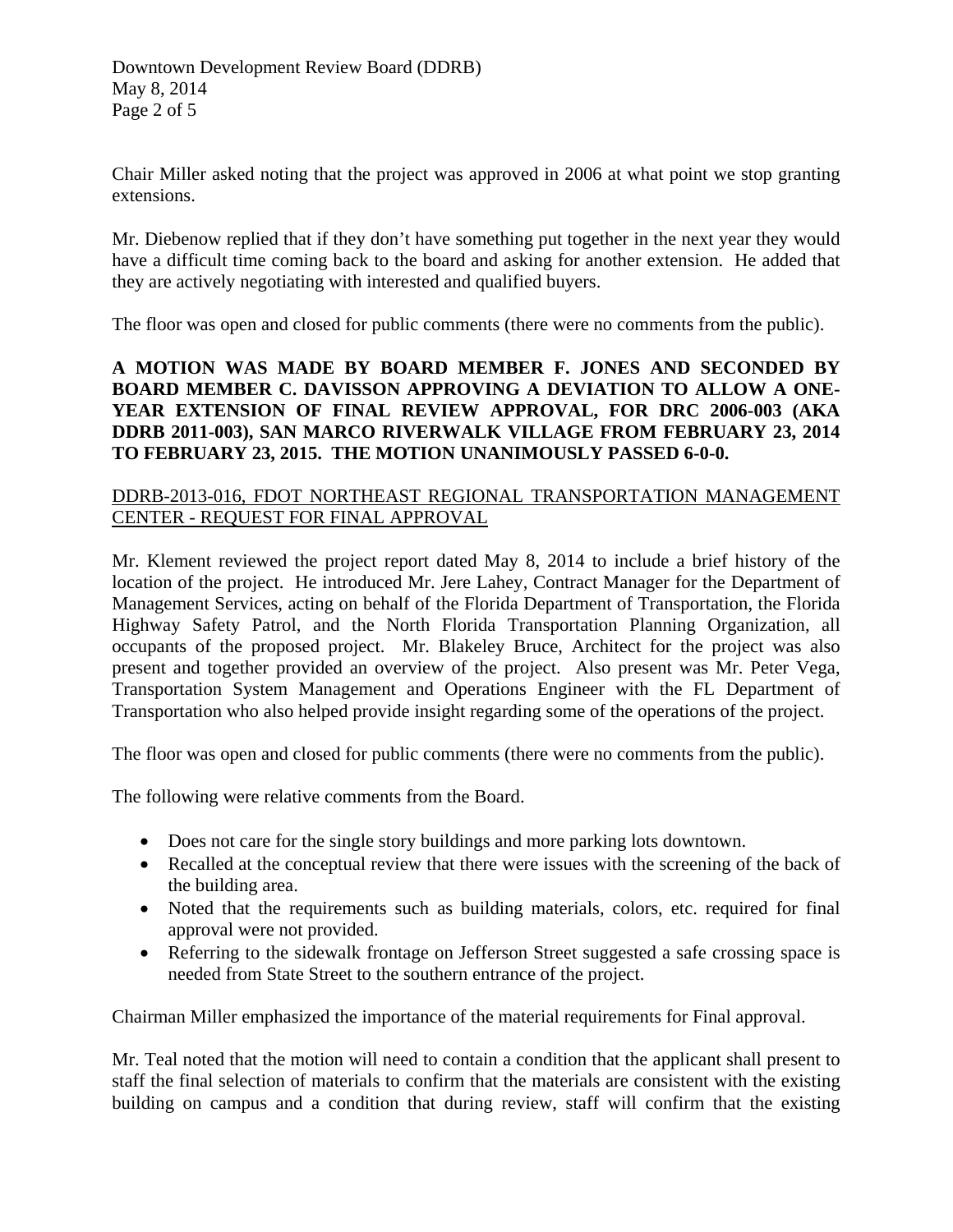Chair Miller asked noting that the project was approved in 2006 at what point we stop granting extensions.

Mr. Diebenow replied that if they don't have something put together in the next year they would have a difficult time coming back to the board and asking for another extension. He added that they are actively negotiating with interested and qualified buyers.

The floor was open and closed for public comments (there were no comments from the public).

**A MOTION WAS MADE BY BOARD MEMBER F. JONES AND SECONDED BY BOARD MEMBER C. DAVISSON APPROVING A DEVIATION TO ALLOW A ONE-YEAR EXTENSION OF FINAL REVIEW APPROVAL, FOR DRC 2006-003 (AKA DDRB 2011-003), SAN MARCO RIVERWALK VILLAGE FROM FEBRUARY 23, 2014 TO FEBRUARY 23, 2015. THE MOTION UNANIMOUSLY PASSED 6-0-0.**

<u>DDRB-2013-016, FDOT NORTHEAST REGIONAL TRANSPORTATION MANAGEMENT CENTER - REQUEST FOR FINAL APPROVAL</u>

Mr. Klement reviewed the project report dated May 8, 2014 to include a brief history of the location of the project. He introduced Mr. Jere Lahey, Contract Manager for the Department of Management Services, acting on behalf of the Florida Department of Transportation, the Florida Highway Safety Patrol, and the North Florida Transportation Planning Organization, all occupants of the proposed project. Mr. Blakeley Bruce, Architect for the project was also present and together provided an overview of the project. Also present was Mr. Peter Vega, Transportation System Management and Operations Engineer with the FL Department of Transportation who also helped provide insight regarding some of the operations of the project.

The floor was open and closed for public comments (there were no comments from the public).

The following were relative comments from the Board.

- Does not care for the single story buildings and more parking lots downtown.
- Recalled at the conceptual review that there were issues with the screening of the back of the building area.
- Noted that the requirements such as building materials, colors, etc. required for final approval were not provided.
- Referring to the sidewalk frontage on Jefferson Street suggested a safe crossing space is needed from State Street to the southern entrance of the project.

Chairman Miller emphasized the importance of the material requirements for Final approval.

Mr. Teal noted that the motion will need to contain a condition that the applicant shall present to staff the final selection of materials to confirm that the materials are consistent with the existing building on campus and a condition that during review, staff will confirm that the existing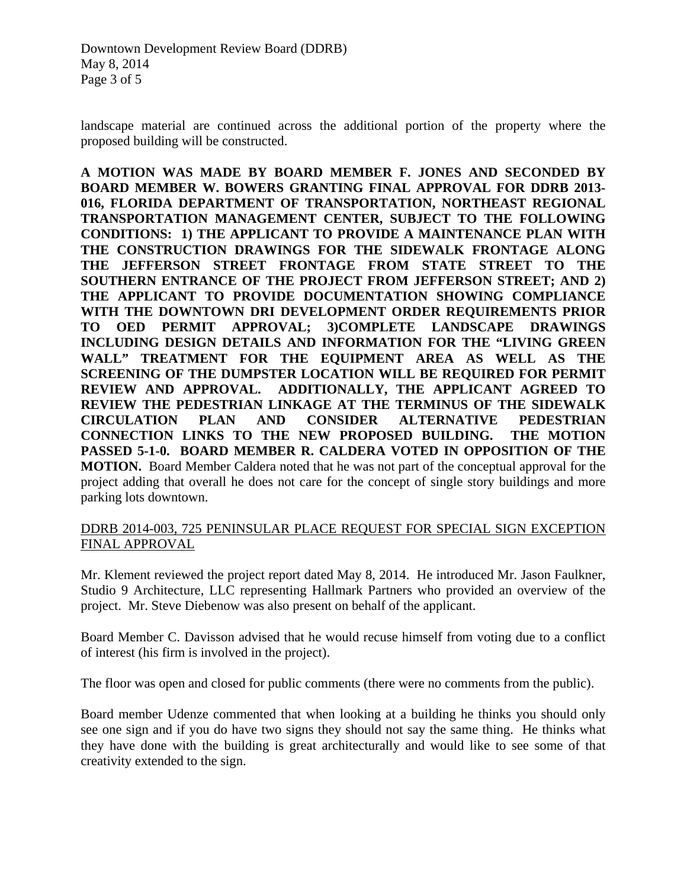landscape material are continued across the additional portion of the property where the proposed building will be constructed.

**A MOTION WAS MADE BY BOARD MEMBER F. JONES AND SECONDED BY BOARD MEMBER W. BOWERS GRANTING FINAL APPROVAL FOR DDRB 2013-016, FLORIDA DEPARTMENT OF TRANSPORTATION, NORTHEAST REGIONAL TRANSPORTATION MANAGEMENT CENTER, SUBJECT TO THE FOLLOWING CONDITIONS: 1) THE APPLICANT TO PROVIDE A MAINTENANCE PLAN WITH THE CONSTRUCTION DRAWINGS FOR THE SIDEWALK FRONTAGE ALONG THE JEFFERSON STREET FRONTAGE FROM STATE STREET TO THE SOUTHERN ENTRANCE OF THE PROJECT FROM JEFFERSON STREET; AND 2) THE APPLICANT TO PROVIDE DOCUMENTATION SHOWING COMPLIANCE WITH THE DOWNTOWN DRI DEVELOPMENT ORDER REQUIREMENTS PRIOR TO OED PERMIT APPROVAL; 3)COMPLETE LANDSCAPE DRAWINGS INCLUDING DESIGN DETAILS AND INFORMATION FOR THE "LIVING GREEN WALL" TREATMENT FOR THE EQUIPMENT AREA AS WELL AS THE SCREENING OF THE DUMPSTER LOCATION WILL BE REQUIRED FOR PERMIT REVIEW AND APPROVAL. ADDITIONALLY, THE APPLICANT AGREED TO REVIEW THE PEDESTRIAN LINKAGE AT THE TERMINUS OF THE SIDEWALK CIRCULATION PLAN AND CONSIDER ALTERNATIVE PEDESTRIAN CONNECTION LINKS TO THE NEW PROPOSED BUILDING. THE MOTION PASSED 5-1-0. BOARD MEMBER R. CALDERA VOTED IN OPPOSITION OF THE MOTION.** Board Member Caldera noted that he was not part of the conceptual approval for the project adding that overall he does not care for the concept of single story buildings and more parking lots downtown.

<u>DDRB 2014-003, 725 PENINSULAR PLACE REQUEST FOR SPECIAL SIGN EXCEPTION FINAL APPROVAL</u>

Mr. Klement reviewed the project report dated May 8, 2014. He introduced Mr. Jason Faulkner, Studio 9 Architecture, LLC representing Hallmark Partners who provided an overview of the project. Mr. Steve Diebenow was also present on behalf of the applicant.

Board Member C. Davisson advised that he would recuse himself from voting due to a conflict of interest (his firm is involved in the project).

The floor was open and closed for public comments (there were no comments from the public).

Board member Udenze commented that when looking at a building he thinks you should only see one sign and if you do have two signs they should not say the same thing. He thinks what they have done with the building is great architecturally and would like to see some of that creativity extended to the sign.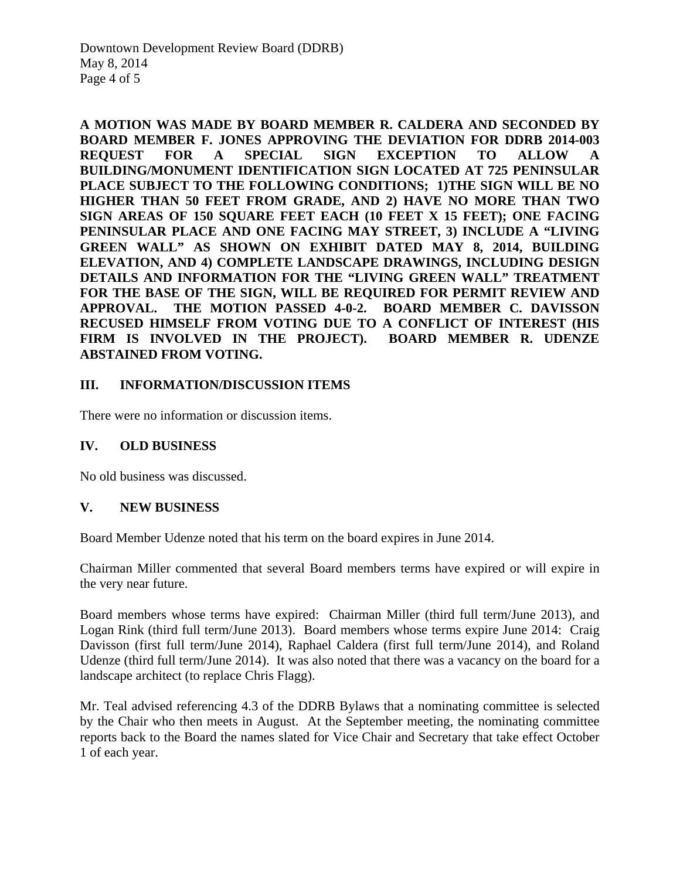**A MOTION WAS MADE BY BOARD MEMBER R. CALDERA AND SECONDED BY BOARD MEMBER F. JONES APPROVING THE DEVIATION FOR DDRB 2014-003 REQUEST FOR A SPECIAL SIGN EXCEPTION TO ALLOW A BUILDING/MONUMENT IDENTIFICATION SIGN LOCATED AT 725 PENINSULAR PLACE SUBJECT TO THE FOLLOWING CONDITIONS; 1)THE SIGN WILL BE NO HIGHER THAN 50 FEET FROM GRADE, AND 2) HAVE NO MORE THAN TWO SIGN AREAS OF 150 SQUARE FEET EACH (10 FEET X 15 FEET); ONE FACING PENINSULAR PLACE AND ONE FACING MAY STREET, 3) INCLUDE A "LIVING GREEN WALL" AS SHOWN ON EXHIBIT DATED MAY 8, 2014, BUILDING ELEVATION, AND 4) COMPLETE LANDSCAPE DRAWINGS, INCLUDING DESIGN DETAILS AND INFORMATION FOR THE "LIVING GREEN WALL" TREATMENT FOR THE BASE OF THE SIGN, WILL BE REQUIRED FOR PERMIT REVIEW AND APPROVAL. THE MOTION PASSED 4-0-2. BOARD MEMBER C. DAVISSON RECUSED HIMSELF FROM VOTING DUE TO A CONFLICT OF INTEREST (HIS FIRM IS INVOLVED IN THE PROJECT). BOARD MEMBER R. UDENZE ABSTAINED FROM VOTING.**

## III. INFORMATION/DISCUSSION ITEMS

There were no information or discussion items.

## IV. OLD BUSINESS

No old business was discussed.

## V. NEW BUSINESS

Board Member Udenze noted that his term on the board expires in June 2014.

Chairman Miller commented that several Board members terms have expired or will expire in the very near future.

Board members whose terms have expired: Chairman Miller (third full term/June 2013), and Logan Rink (third full term/June 2013). Board members whose terms expire June 2014: Craig Davisson (first full term/June 2014), Raphael Caldera (first full term/June 2014), and Roland Udenze (third full term/June 2014). It was also noted that there was a vacancy on the board for a landscape architect (to replace Chris Flagg).

Mr. Teal advised referencing 4.3 of the DDRB Bylaws that a nominating committee is selected by the Chair who then meets in August. At the September meeting, the nominating committee reports back to the Board the names slated for Vice Chair and Secretary that take effect October 1 of each year.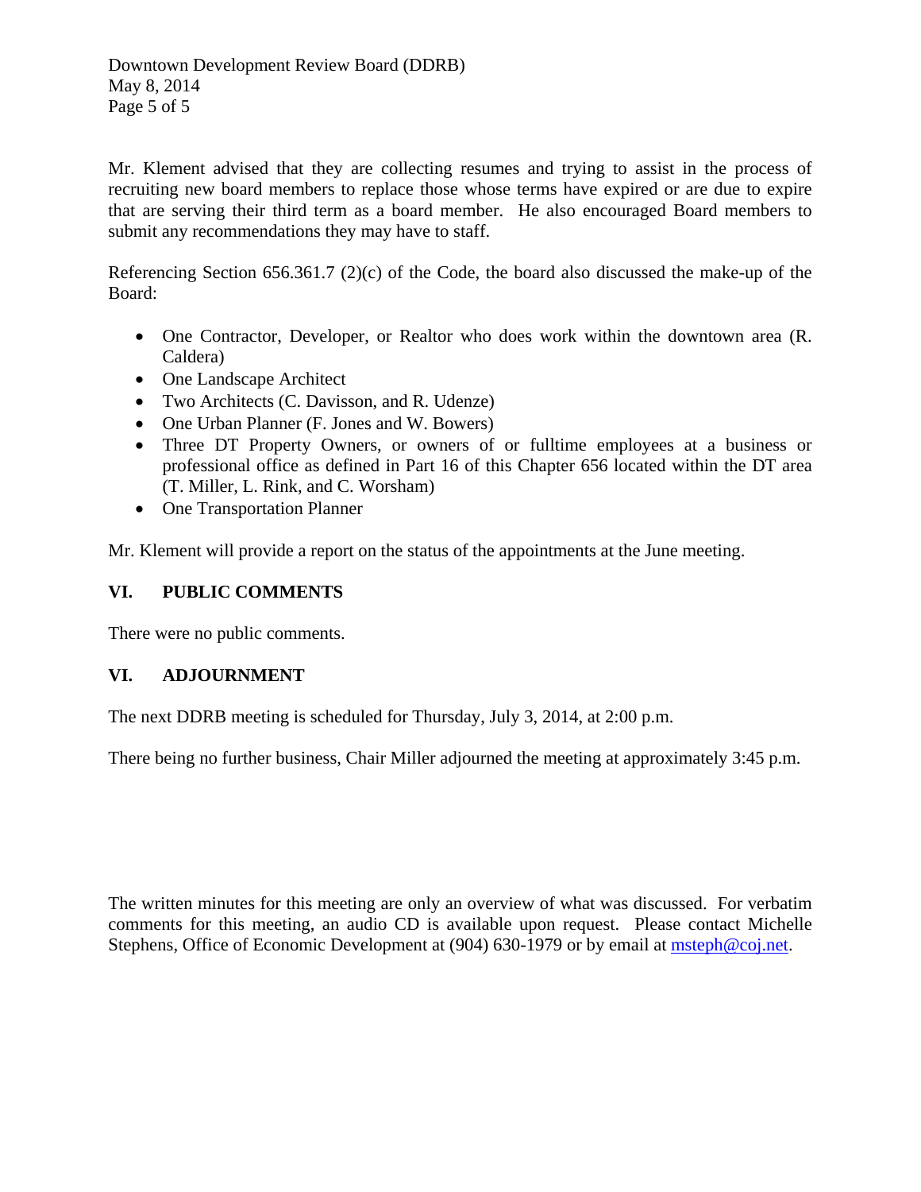Mr. Klement advised that they are collecting resumes and trying to assist in the process of recruiting new board members to replace those whose terms have expired or are due to expire that are serving their third term as a board member. He also encouraged Board members to submit any recommendations they may have to staff.

Referencing Section 656.361.7 (2)(c) of the Code, the board also discussed the make-up of the Board:

- One Contractor, Developer, or Realtor who does work within the downtown area (R. Caldera)
- One Landscape Architect
- Two Architects (C. Davisson, and R. Udenze)
- One Urban Planner (F. Jones and W. Bowers)
- Three DT Property Owners, or owners of or fulltime employees at a business or professional office as defined in Part 16 of this Chapter 656 located within the DT area (T. Miller, L. Rink, and C. Worsham)
- One Transportation Planner

Mr. Klement will provide a report on the status of the appointments at the June meeting.

## VI. PUBLIC COMMENTS

There were no public comments.

## VI. ADJOURNMENT

The next DDRB meeting is scheduled for Thursday, July 3, 2014, at 2:00 p.m.

There being no further business, Chair Miller adjourned the meeting at approximately 3:45 p.m.

The written minutes for this meeting are only an overview of what was discussed. For verbatim comments for this meeting, an audio CD is available upon request. Please contact Michelle Stephens, Office of Economic Development at (904) 630-1979 or by email at msteph@coj.net.